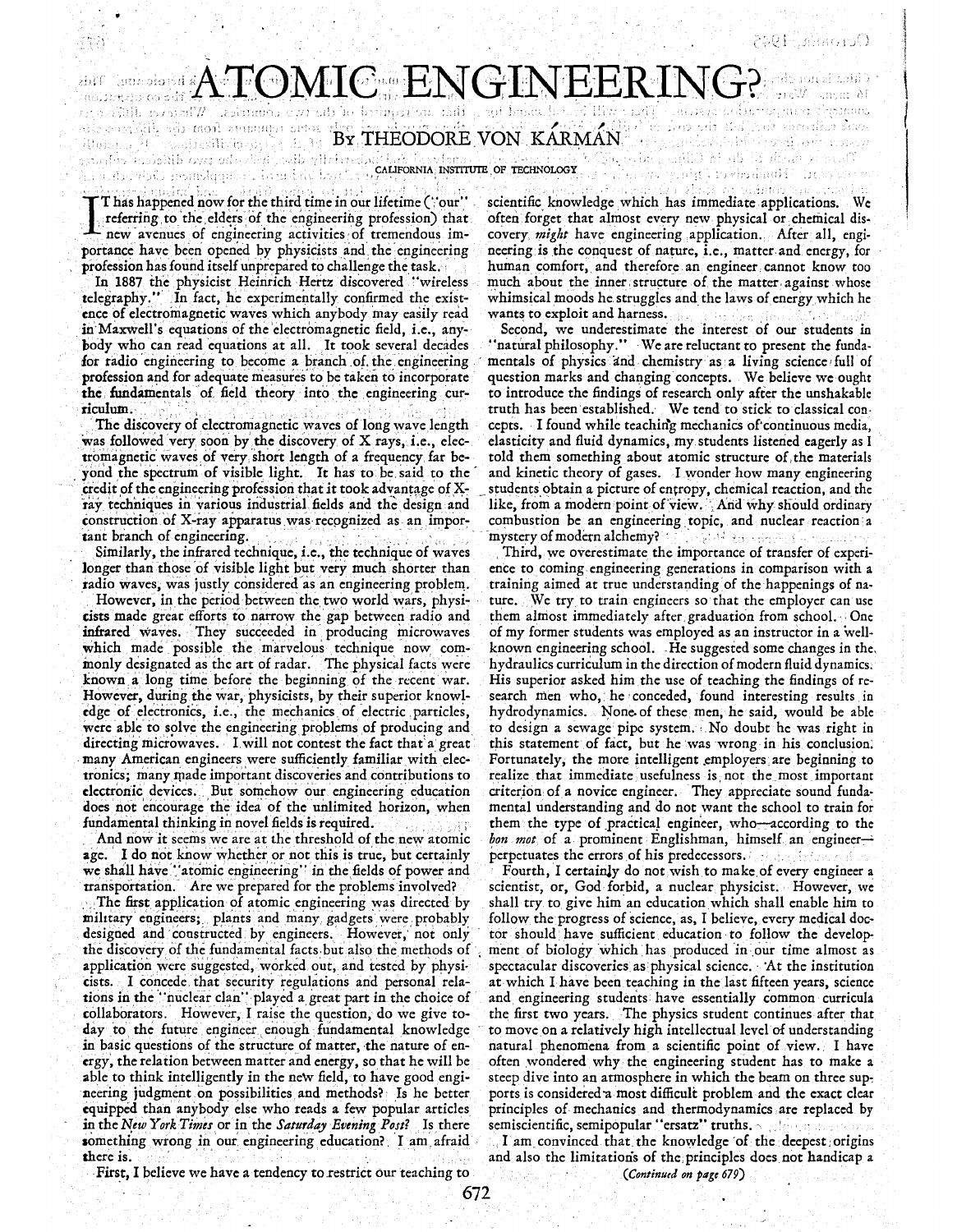# ATOMIC ENGINEERING?

## By THEODORE VON KÁRMÁN

CALIFORNIA INSTITUTE OF TECHNOLOGY

It has happened now for the third time in our lifetime ("our" referring to the elders of the engineering profession) that new avenues of engineering activities of tremendous importance have been opened by physicists and the engineering profession has found itself unprepared to challenge the task.

In 1887 the physicist Heinrich Hertz discovered "wireless telegraphy." In fact, he experimentally confirmed the existence of electromagnetic waves which anybody may easily read in Maxwell's equations of the electromagnetic field, i.e., anybody who can read equations at all. It took several decades for radio engineering to become a branch of the engineering profession and for adequate measures to be taken to incorporate the fundamentals of field theory into the engineering curriculum.

The discovery of electromagnetic waves of long wave length was followed very soon by the discovery of X rays, i.e., electromagnetic waves of very short length of a frequency far beyond the spectrum of visible light. It has to be said to the credit of the engineering profession that it took advantage of X-ray techniques in various industrial fields and the design and construction of X-ray apparatus was recognized as an important branch of engineering.

Similarly, the infrared technique, i.e., the technique of waves longer than those of visible light but very much shorter than radio waves, was justly considered as an engineering problem.

However, in the period between the two world wars, physicists made great efforts to narrow the gap between radio and infrared waves. They succeeded in producing microwaves which made possible the marvelous technique now commonly designated as the art of radar. The physical facts were known a long time before the beginning of the recent war. However, during the war, physicists, by their superior knowledge of electronics, i.e., the mechanics of electric particles, were able to solve the engineering problems of producing and directing microwaves. I will not contest the fact that a great many American engineers were sufficiently familiar with electronics; many made important discoveries and contributions to electronic devices. But somehow our engineering education does not encourage the idea of the unlimited horizon, when fundamental thinking in novel fields is required.

And now it seems we are at the threshold of the new atomic age. I do not know whether or not this is true, but certainly we shall have "atomic engineering" in the fields of power and transportation. Are we prepared for the problems involved?

The first application of atomic engineering was directed by military engineers; plants and many gadgets were probably designed and constructed by engineers. However, not only the discovery of the fundamental facts but also the methods of application were suggested, worked out, and tested by physicists. I concede that security regulations and personal relations in the "nuclear clan" played a great part in the choice of collaborators. However, I raise the question, do we give today to the future engineer enough fundamental knowledge in basic questions of the structure of matter, the nature of energy, the relation between matter and energy, so that he will be able to think intelligently in the new field, to have good engineering judgment on possibilities and methods? Is he better equipped than anybody else who reads a few popular articles in the *New York Times* or in the *Saturday Evening Post*? Is there something wrong in our engineering education? I am afraid there is.

First, I believe we have a tendency to restrict our teaching to scientific knowledge which has immediate applications. We often forget that almost every new physical or chemical discovery *might* have engineering application. After all, engineering is the conquest of nature, i.e., matter and energy, for human comfort, and therefore an engineer cannot know too much about the inner structure of the matter against whose whimsical moods he struggles and the laws of energy which he wants to exploit and harness.

Second, we underestimate the interest of our students in "natural philosophy." We are reluctant to present the fundamentals of physics and chemistry as a living science full of question marks and changing concepts. We believe we ought to introduce the findings of research only after the unshakable truth has been established. We tend to stick to classical concepts. I found while teaching mechanics of continuous media, elasticity and fluid dynamics, my students listened eagerly as I told them something about atomic structure of the materials and kinetic theory of gases. I wonder how many engineering students obtain a picture of entropy, chemical reaction, and the like, from a modern point of view. And why should ordinary combustion be an engineering topic, and nuclear reaction a mystery of modern alchemy?

Third, we overestimate the importance of transfer of experience to coming engineering generations in comparison with a training aimed at true understanding of the happenings of nature. We try to train engineers so that the employer can use them almost immediately after graduation from school. One of my former students was employed as an instructor in a well-known engineering school. He suggested some changes in the hydraulics curriculum in the direction of modern fluid dynamics. His superior asked him the use of teaching the findings of research men who, he conceded, found interesting results in hydrodynamics. None of these men, he said, would be able to design a sewage pipe system. No doubt he was right in this statement of fact, but he was wrong in his conclusion. Fortunately, the more intelligent employers are beginning to realize that immediate usefulness is not the most important criterion of a novice engineer. They appreciate sound fundamental understanding and do not want the school to train for them the type of practical engineer, who—according to the *bon mot* of a prominent Englishman, himself an engineer—perpetuates the errors of his predecessors.

Fourth, I certainly do not wish to make of every engineer a scientist, or, God forbid, a nuclear physicist. However, we shall try to give him an education which shall enable him to follow the progress of science, as, I believe, every medical doctor should have sufficient education to follow the development of biology which has produced in our time almost as spectacular discoveries as physical science. At the institution at which I have been teaching in the last fifteen years, science and engineering students have essentially common curricula the first two years. The physics student continues after that to move on a relatively high intellectual level of understanding natural phenomena from a scientific point of view. I have often wondered why the engineering student has to make a steep dive into an atmosphere in which the beam on three supports is considered a most difficult problem and the exact clear principles of mechanics and thermodynamics are replaced by semiscientific, semipopular "ersatz" truths.

I am convinced that the knowledge of the deepest origins and also the limitations of the principles does not handicap a

*(Continued on page 679)*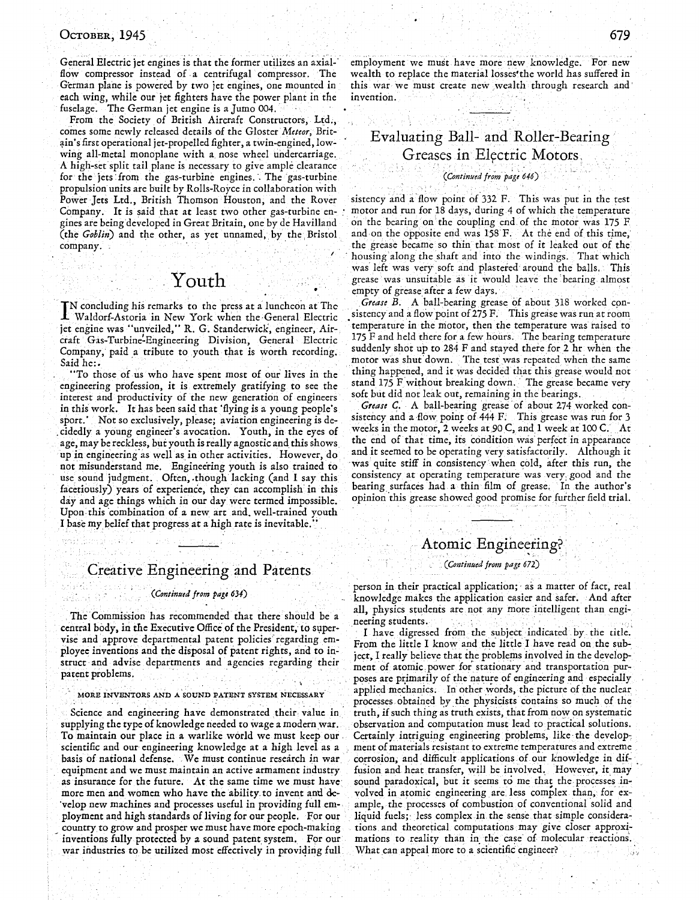General Electric jet engines is that the former utilizes an axial-flow compressor instead of a centrifugal compressor. The German plane is powered by two jet engines, one mounted in each wing, while our jet fighters have the power plant in the fuselage. The German jet engine is a Jumo 004.

From the Society of British Aircraft Constructors, Ltd., comes some newly released details of the Gloster *Meteor*, Britain's first operational jet-propelled fighter, a twin-engined, low-wing all-metal monoplane with a nose wheel undercarriage. A high-set split tail plane is necessary to give ample clearance for the jets from the gas-turbine engines. The gas-turbine propulsion units are built by Rolls-Royce in collaboration with Power Jets Ltd., British Thomson Houston, and the Rover Company. It is said that at least two other gas-turbine engines are being developed in Great Britain, one by de Havilland (the *Goblin*) and the other, as yet unnamed, by the Bristol company.

## Youth

In concluding his remarks to the press at a luncheon at The Waldorf-Astoria in New York when the General Electric jet engine was "unveiled," R. G. Standerwick, engineer, Aircraft Gas-Turbine-Engineering Division, General Electric Company, paid a tribute to youth that is worth recording. Said he:

"To those of us who have spent most of our lives in the engineering profession, it is extremely gratifying to see the interest and productivity of the new generation of engineers in this work. It has been said that 'flying is a young people's sport.' Not so exclusively, please; aviation engineering is decidedly a young engineer's avocation. Youth, in the eyes of age, may be reckless, but youth is really agnostic and this shows up in engineering as well as in other activities. However, do not misunderstand me. Engineering youth is also trained to use sound judgment. Often, though lacking (and I say this facetiously) years of experience, they can accomplish in this day and age things which in our day were termed impossible. Upon this combination of a new art and well-trained youth I base my belief that progress at a high rate is inevitable."

## Creative Engineering and Patents

*(Continued from page 634)*

The Commission has recommended that there should be a central body, in the Executive Office of the President, to supervise and approve departmental patent policies regarding employee inventions and the disposal of patent rights, and to instruct and advise departments and agencies regarding their patent problems.

### MORE INVENTORS AND A SOUND PATENT SYSTEM NECESSARY

Science and engineering have demonstrated their value in supplying the type of knowledge needed to wage a modern war. To maintain our place in a warlike world we must keep our scientific and our engineering knowledge at a high level as a basis of national defense. We must continue research in war equipment and we must maintain an active armament industry as insurance for the future. At the same time we must have more men and women who have the ability to invent and develop new machines and processes useful in providing full employment and high standards of living for our people. For our country to grow and prosper we must have more epoch-making inventions fully protected by a sound patent system. For our war industries to be utilized most effectively in providing full employment we must have more new knowledge. For new wealth to replace the material losses the world has suffered in this war we must create new wealth through research and invention.

## Evaluating Ball- and Roller-Bearing Greases in Electric Motors

*(Continued from page 646)*

sistency and a flow point of 332 F. This was put in the test motor and run for 18 days, during 4 of which the temperature on the bearing on the coupling end of the motor was 175 F and on the opposite end was 158 F. At the end of this time, the grease became so thin that most of it leaked out of the housing along the shaft and into the windings. That which was left was very soft and plastered around the balls. This grease was unsuitable as it would leave the bearing almost empty of grease after a few days.

*Grease B.* A ball-bearing grease of about 318 worked consistency and a flow point of 275 F. This grease was run at room temperature in the motor, then the temperature was raised to 175 F and held there for a few hours. The bearing temperature suddenly shot up to 284 F and stayed there for 2 hr when the motor was shut down. The test was repeated when the same thing happened, and it was decided that this grease would not stand 175 F without breaking down. The grease became very soft but did not leak out, remaining in the bearings.

*Grease C.* A ball-bearing grease of about 274 worked consistency and a flow point of 444 F. This grease was run for 3 weeks in the motor, 2 weeks at 90 C, and 1 week at 100 C. At the end of that time, its condition was perfect in appearance and it seemed to be operating very satisfactorily. Although it was quite stiff in consistency when cold, after this run, the consistency at operating temperature was very good and the bearing surfaces had a thin film of grease. In the author's opinion this grease showed good promise for further field trial.

## Atomic Engineering?

*(Continued from page 672)*

person in their practical application; as a matter of fact, real knowledge makes the application easier and safer. And after all, physics students are not any more intelligent than engineering students.

I have digressed from the subject indicated by the title. From the little I know and the little I have read on the subject, I really believe that the problems involved in the development of atomic power for stationary and transportation purposes are primarily of the nature of engineering and especially applied mechanics. In other words, the picture of the nuclear processes obtained by the physicists contains so much of the truth, if such thing as truth exists, that from now on systematic observation and computation must lead to practical solutions. Certainly intriguing engineering problems, like the development of materials resistant to extreme temperatures and extreme corrosion, and difficult applications of our knowledge in diffusion and heat transfer, will be involved. However, it may sound paradoxical, but it seems to me that the processes involved in atomic engineering are less complex than, for example, the processes of combustion of conventional solid and liquid fuels; less complex in the sense that simple considerations and theoretical computations may give closer approximations to reality than in the case of molecular reactions. What can appeal more to a scientific engineer?